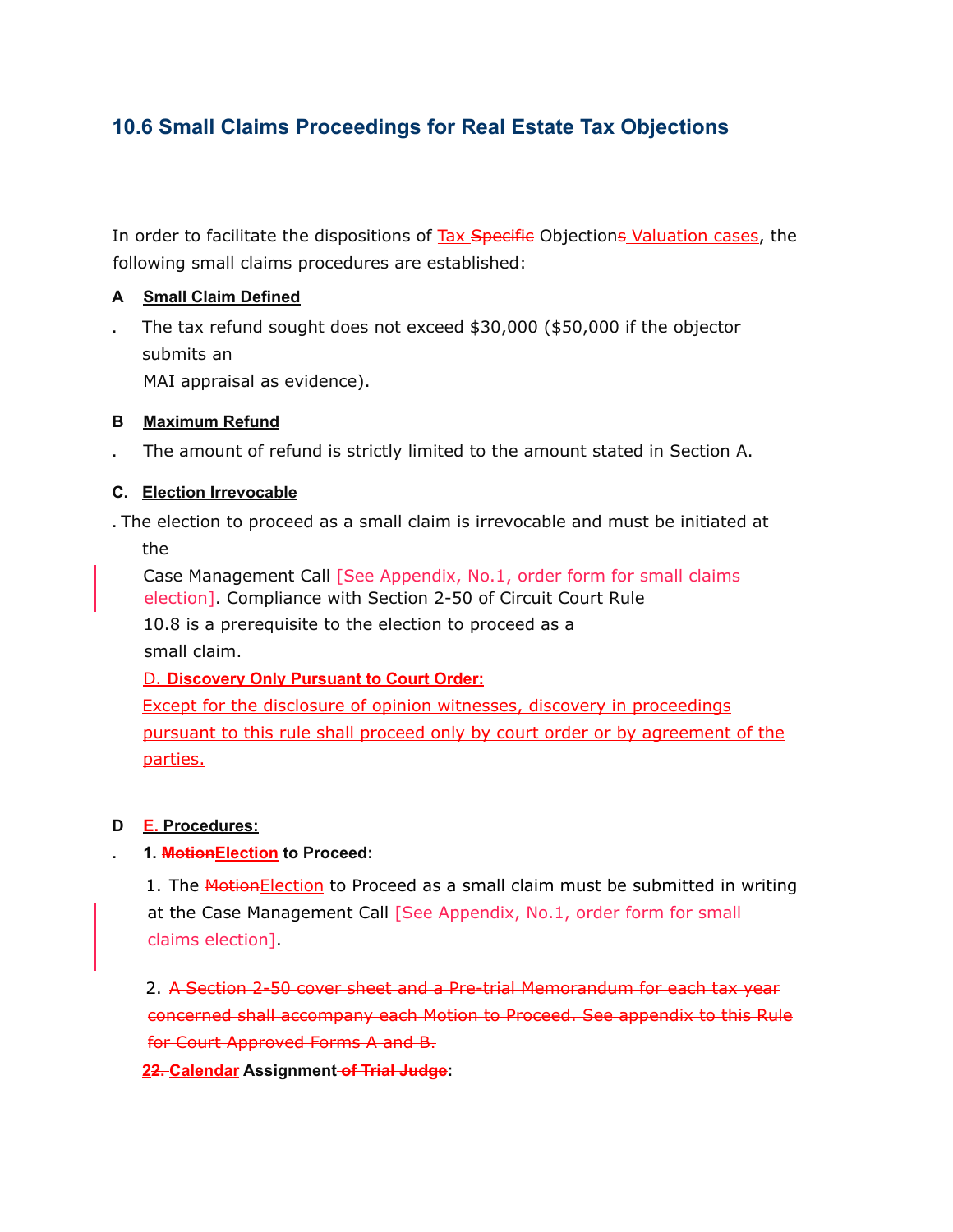## 10.6 Small Claims Proceedings for Real Estate Tax Objections

In order to facilitate the dispositions of Tax ~~Specific~~ Objection~~s~~ Valuation cases, the following small claims procedures are established:

**A. Small Claim Defined**

The tax refund sought does not exceed $30,000 ($50,000 if the objector submits an MAI appraisal as evidence).

**B. Maximum Refund**

The amount of refund is strictly limited to the amount stated in Section A.

**C. Election Irrevocable**

The election to proceed as a small claim is irrevocable and must be initiated at the Case Management Call [See Appendix, No.1, order form for small claims election]. Compliance with Section 2-50 of Circuit Court Rule 10.8 is a prerequisite to the election to proceed as a small claim.

**D. Discovery Only Pursuant to Court Order:**

Except for the disclosure of opinion witnesses, discovery in proceedings pursuant to this rule shall proceed only by court order or by agreement of the parties.

**~~D~~ E. Procedures:**

**1. ~~Motion~~Election to Proceed:**

1. The ~~Motion~~Election to Proceed as a small claim must be submitted in writing at the Case Management Call [See Appendix, No.1, order form for small claims election].

2. ~~A Section 2-50 cover sheet and a Pre-trial Memorandum for each tax year concerned shall accompany each Motion to Proceed. See appendix to this Rule for Court Approved Forms A and B.~~

**2~~2.~~ Calendar Assignment ~~of Trial Judge~~:**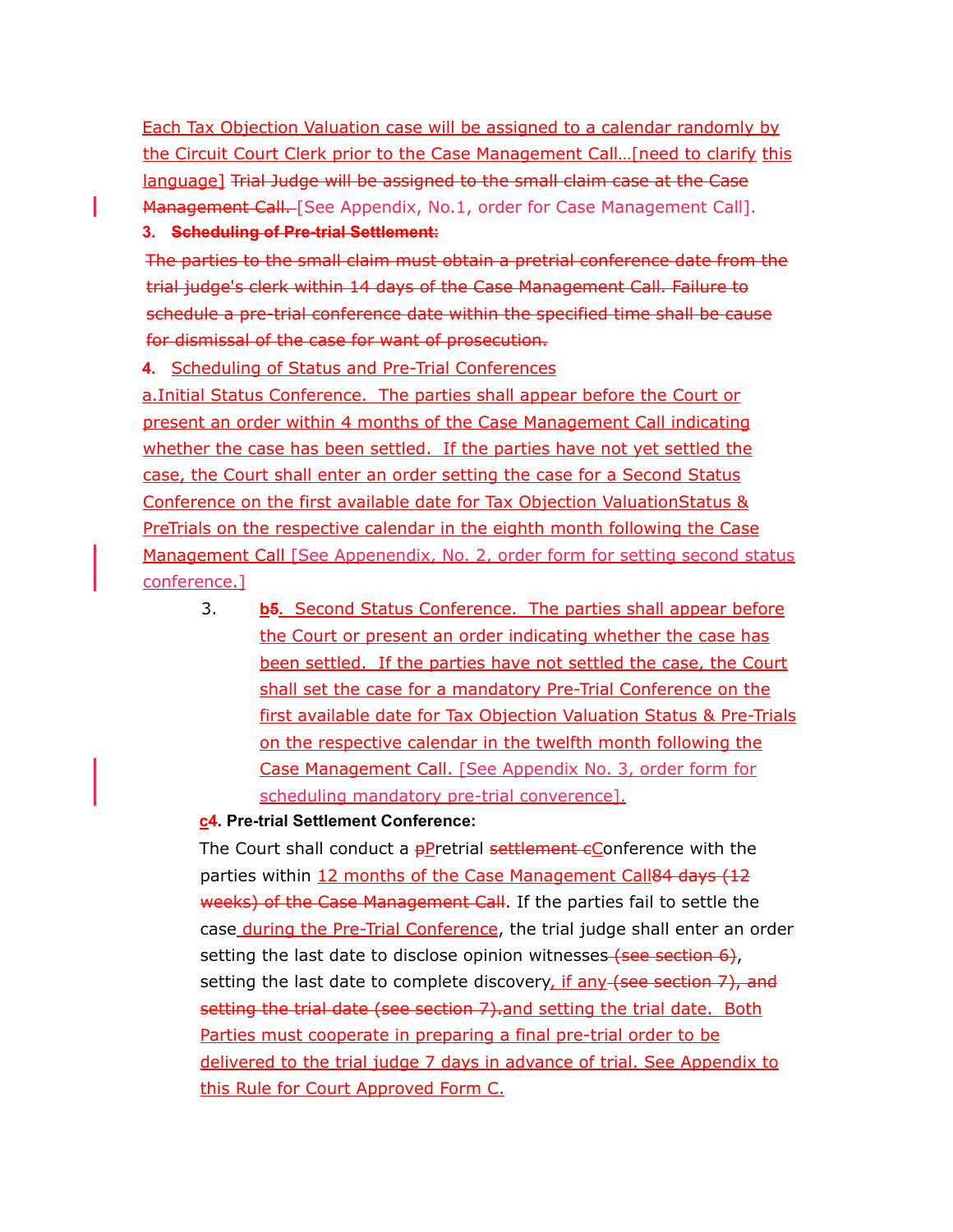Each Tax Objection Valuation case will be assigned to a calendar randomly by the Circuit Court Clerk prior to the Case Management Call…[need to clarify this language] ~~Trial Judge will be assigned to the small claim case at the Case Management Call.~~ [See Appendix, No.1, order for Case Management Call].

**3. ~~Scheduling of Pre-trial Settlement:~~**

~~The parties to the small claim must obtain a pretrial conference date from the trial judge's clerk within 14 days of the Case Management Call. Failure to schedule a pre-trial conference date within the specified time shall be cause for dismissal of the case for want of prosecution.~~

**4.** Scheduling of Status and Pre-Trial Conferences

a.Initial Status Conference. The parties shall appear before the Court or present an order within 4 months of the Case Management Call indicating whether the case has been settled. If the parties have not yet settled the case, the Court shall enter an order setting the case for a Second Status Conference on the first available date for Tax Objection ValuationStatus & PreTrials on the respective calendar in the eighth month following the Case Management Call [See Appenendix, No. 2, order form for setting second status conference.]

3. b~~5~~. Second Status Conference. The parties shall appear before the Court or present an order indicating whether the case has been settled. If the parties have not settled the case, the Court shall set the case for a mandatory Pre-Trial Conference on the first available date for Tax Objection Valuation Status & Pre-Trials on the respective calendar in the twelfth month following the Case Management Call. [See Appendix No. 3, order form for scheduling mandatory pre-trial converence].

**c~~4~~. Pre-trial Settlement Conference:**

The Court shall conduct a ~~p~~Pretrial ~~settlement c~~Conference with the parties within 12 months of the Case Management Call~~84 days (12 weeks) of the Case Management Call~~. If the parties fail to settle the case during the Pre-Trial Conference, the trial judge shall enter an order setting the last date to disclose opinion witnesses ~~(see section 6)~~, setting the last date to complete discovery, if any ~~(see section 7), and setting the trial date (see section 7).~~and setting the trial date. Both Parties must cooperate in preparing a final pre-trial order to be delivered to the trial judge 7 days in advance of trial. See Appendix to this Rule for Court Approved Form C.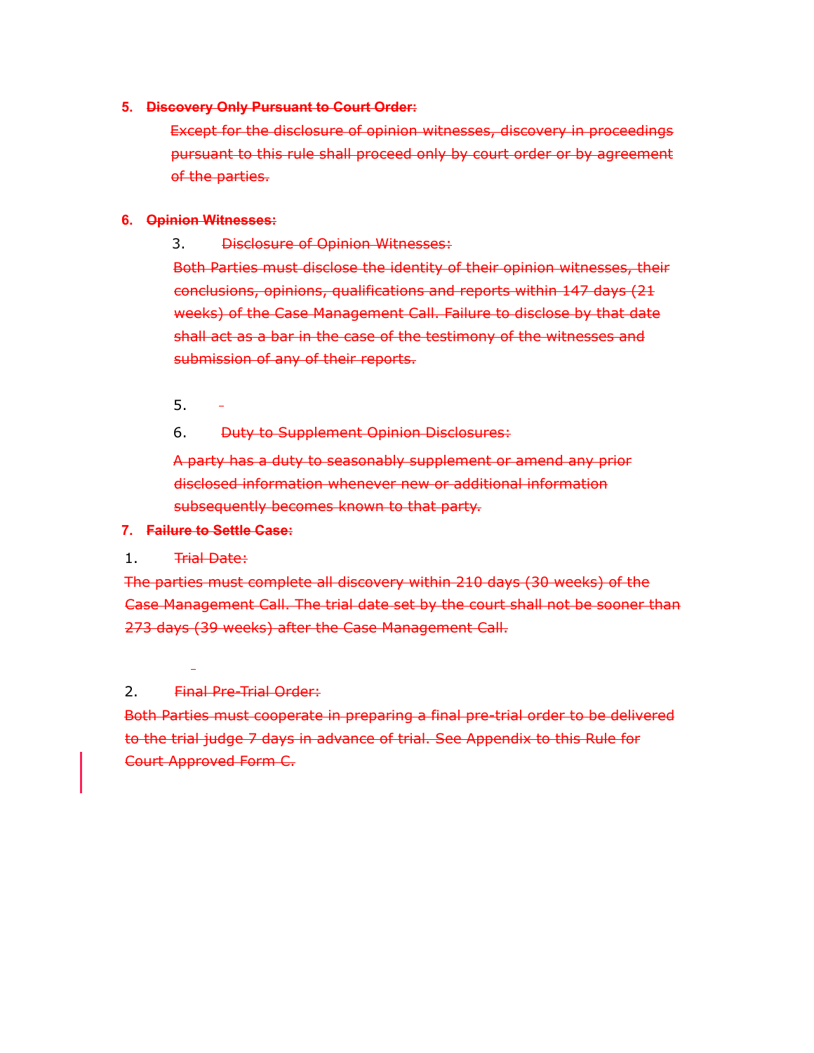**5. ~~Discovery Only Pursuant to Court Order:~~**

~~Except for the disclosure of opinion witnesses, discovery in proceedings pursuant to this rule shall proceed only by court order or by agreement of the parties.~~

**6. ~~Opinion Witnesses:~~**

3. ~~Disclosure of Opinion Witnesses:~~

~~Both Parties must disclose the identity of their opinion witnesses, their conclusions, opinions, qualifications and reports within 147 days (21 weeks) of the Case Management Call. Failure to disclose by that date shall act as a bar in the case of the testimony of the witnesses and submission of any of their reports.~~

5.

6. ~~Duty to Supplement Opinion Disclosures:~~

~~A party has a duty to seasonably supplement or amend any prior disclosed information whenever new or additional information subsequently becomes known to that party.~~

**7. ~~Failure to Settle Case:~~**

1. ~~Trial Date:~~

~~The parties must complete all discovery within 210 days (30 weeks) of the Case Management Call. The trial date set by the court shall not be sooner than 273 days (39 weeks) after the Case Management Call.~~

2. ~~Final Pre-Trial Order:~~

~~Both Parties must cooperate in preparing a final pre-trial order to be delivered to the trial judge 7 days in advance of trial. See Appendix to this Rule for Court Approved Form C.~~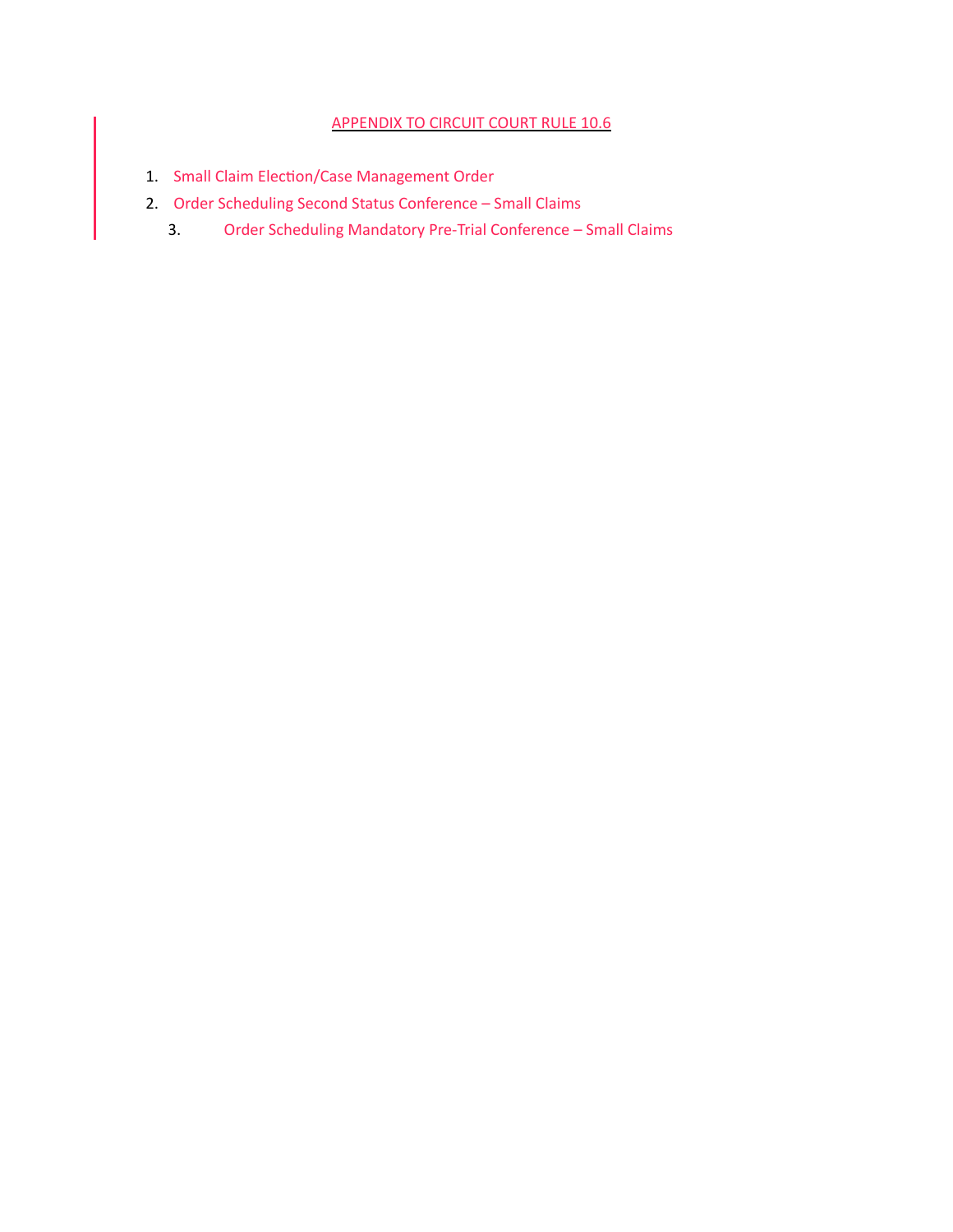## APPENDIX TO CIRCUIT COURT RULE 10.6

1. Small Claim Election/Case Management Order
2. Order Scheduling Second Status Conference – Small Claims
3. Order Scheduling Mandatory Pre-Trial Conference – Small Claims